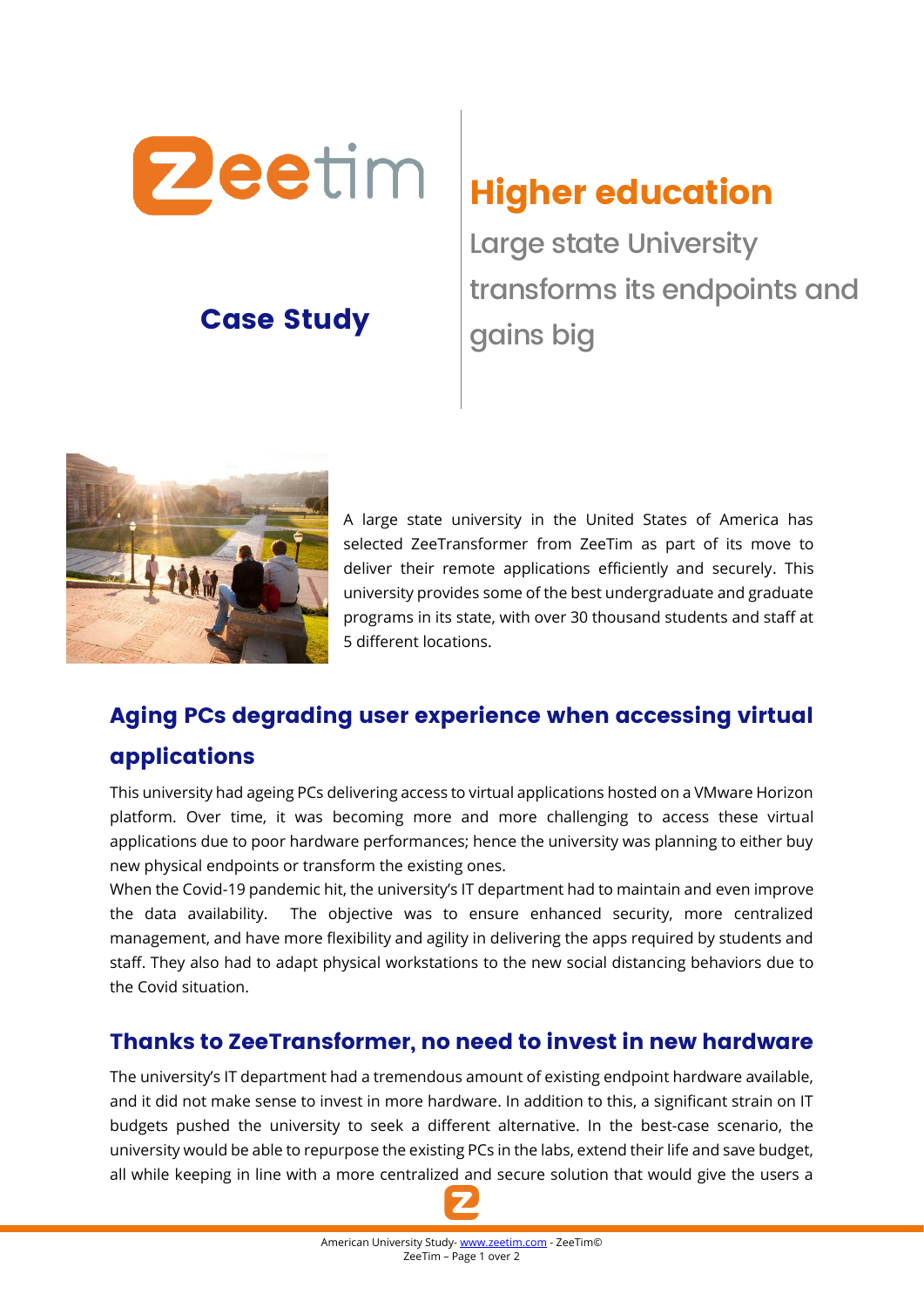Zeetim

## Case Study

# Higher education

Large state University transforms its endpoints and gains big

A large state university in the United States of America has selected ZeeTransformer from ZeeTim as part of its move to deliver their remote applications efficiently and securely. This university provides some of the best undergraduate and graduate programs in its state, with over 30 thousand students and staff at 5 different locations.

## Aging PCs degrading user experience when accessing virtual applications

This university had ageing PCs delivering access to virtual applications hosted on a VMware Horizon platform. Over time, it was becoming more and more challenging to access these virtual applications due to poor hardware performances; hence the university was planning to either buy new physical endpoints or transform the existing ones.

When the Covid-19 pandemic hit, the university's IT department had to maintain and even improve the data availability. The objective was to ensure enhanced security, more centralized management, and have more flexibility and agility in delivering the apps required by students and staff. They also had to adapt physical workstations to the new social distancing behaviors due to the Covid situation.

## Thanks to ZeeTransformer, no need to invest in new hardware

The university's IT department had a tremendous amount of existing endpoint hardware available, and it did not make sense to invest in more hardware. In addition to this, a significant strain on IT budgets pushed the university to seek a different alternative. In the best-case scenario, the university would be able to repurpose the existing PCs in the labs, extend their life and save budget, all while keeping in line with a more centralized and secure solution that would give the users a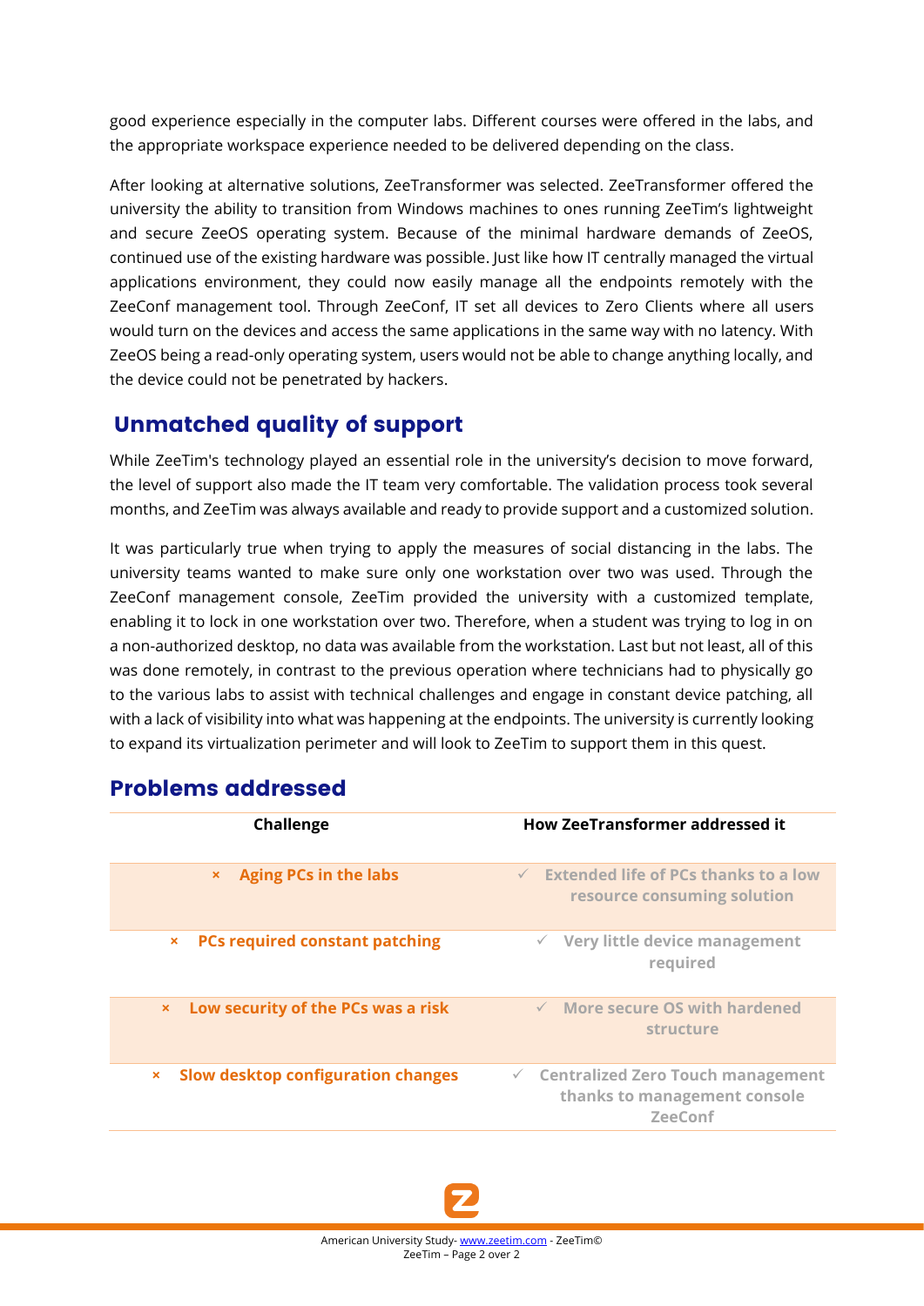good experience especially in the computer labs. Different courses were offered in the labs, and the appropriate workspace experience needed to be delivered depending on the class.

After looking at alternative solutions, ZeeTransformer was selected. ZeeTransformer offered the university the ability to transition from Windows machines to ones running ZeeTim's lightweight and secure ZeeOS operating system. Because of the minimal hardware demands of ZeeOS, continued use of the existing hardware was possible. Just like how IT centrally managed the virtual applications environment, they could now easily manage all the endpoints remotely with the ZeeConf management tool. Through ZeeConf, IT set all devices to Zero Clients where all users would turn on the devices and access the same applications in the same way with no latency. With ZeeOS being a read-only operating system, users would not be able to change anything locally, and the device could not be penetrated by hackers.

## Unmatched quality of support

While ZeeTim's technology played an essential role in the university's decision to move forward, the level of support also made the IT team very comfortable. The validation process took several months, and ZeeTim was always available and ready to provide support and a customized solution.

It was particularly true when trying to apply the measures of social distancing in the labs. The university teams wanted to make sure only one workstation over two was used. Through the ZeeConf management console, ZeeTim provided the university with a customized template, enabling it to lock in one workstation over two. Therefore, when a student was trying to log in on a non-authorized desktop, no data was available from the workstation. Last but not least, all of this was done remotely, in contrast to the previous operation where technicians had to physically go to the various labs to assist with technical challenges and engage in constant device patching, all with a lack of visibility into what was happening at the endpoints. The university is currently looking to expand its virtualization perimeter and will look to ZeeTim to support them in this quest.

## Problems addressed

| Challenge | How ZeeTransformer addressed it |
| --- | --- |
| × **Aging PCs in the labs** | ✓ **Extended life of PCs thanks to a low resource consuming solution** |
| × **PCs required constant patching** | ✓ **Very little device management required** |
| × **Low security of the PCs was a risk** | ✓ **More secure OS with hardened structure** |
| × **Slow desktop configuration changes** | ✓ **Centralized Zero Touch management thanks to management console ZeeConf** |